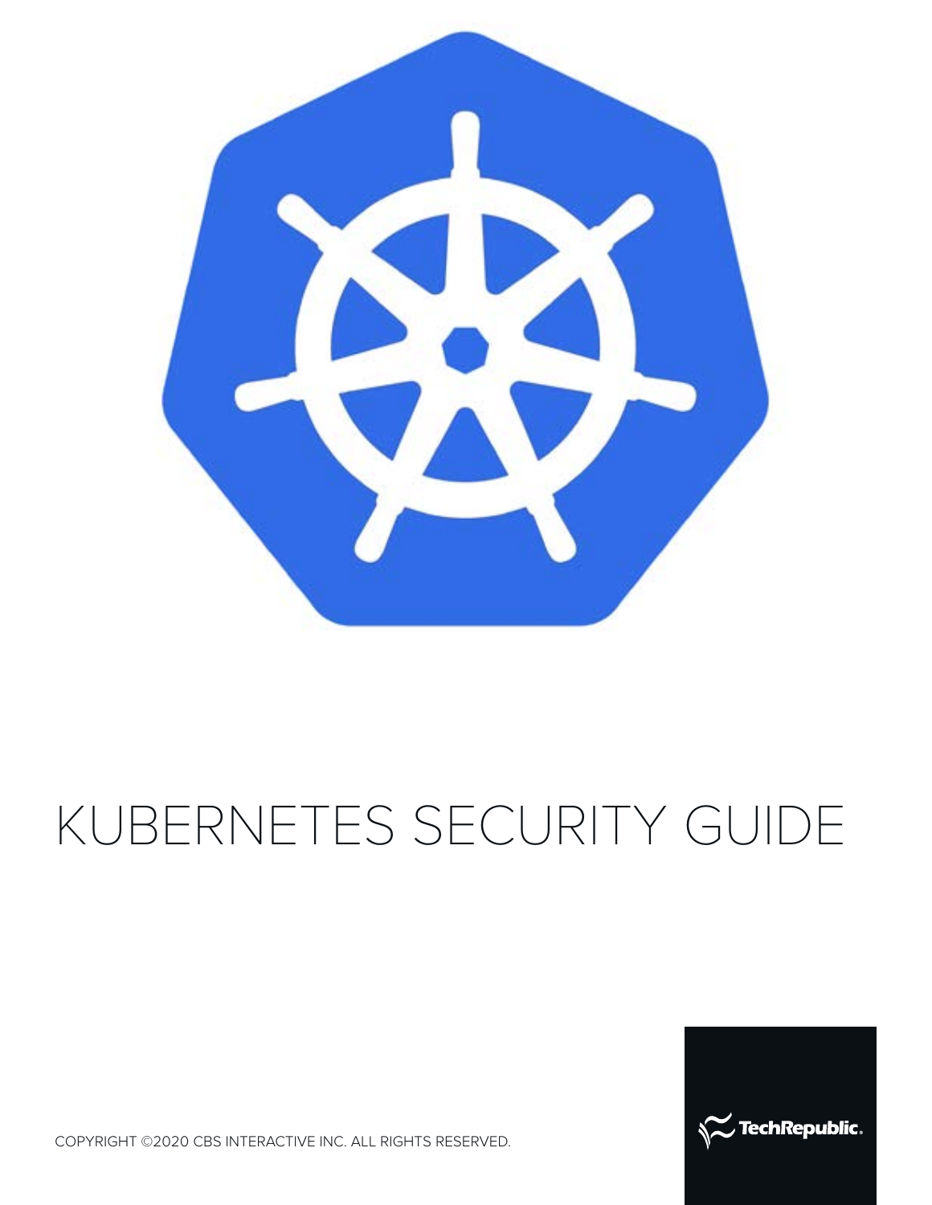# KUBERNETES SECURITY GUIDE

COPYRIGHT ©2020 CBS INTERACTIVE INC. ALL RIGHTS RESERVED.

TechRepublic.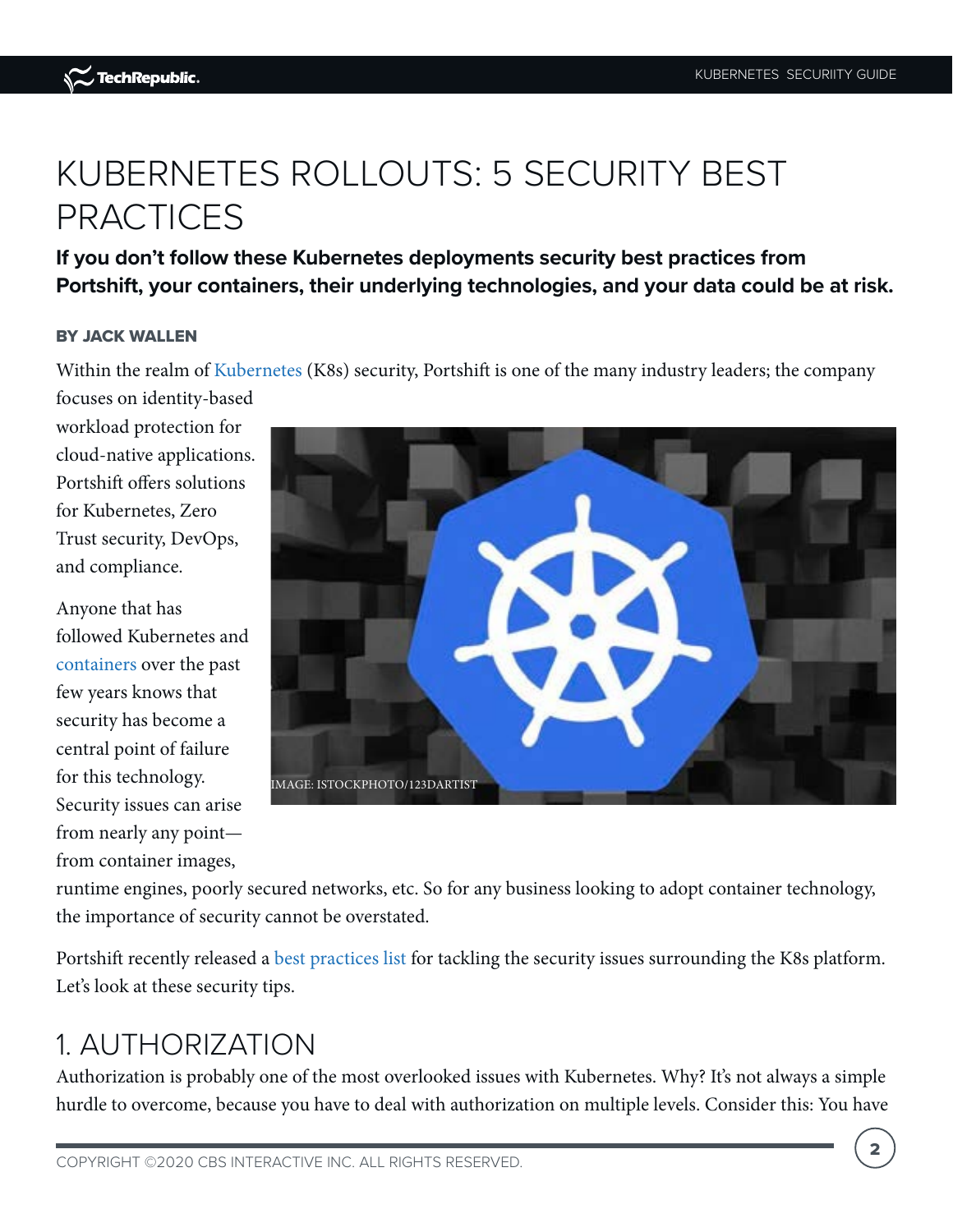# KUBERNETES ROLLOUTS: 5 SECURITY BEST PRACTICES

**If you don't follow these Kubernetes deployments security best practices from Portshift, your containers, their underlying technologies, and your data could be at risk.**

**BY JACK WALLEN**

Within the realm of Kubernetes (K8s) security, Portshift is one of the many industry leaders; the company focuses on identity-based workload protection for cloud-native applications. Portshift offers solutions for Kubernetes, Zero Trust security, DevOps, and compliance.

IMAGE: ISTOCKPHOTO/123DARTIST

Anyone that has followed Kubernetes and containers over the past few years knows that security has become a central point of failure for this technology. Security issues can arise from nearly any point—from container images, runtime engines, poorly secured networks, etc. So for any business looking to adopt container technology, the importance of security cannot be overstated.

Portshift recently released a best practices list for tackling the security issues surrounding the K8s platform. Let's look at these security tips.

## 1. AUTHORIZATION

Authorization is probably one of the most overlooked issues with Kubernetes. Why? It's not always a simple hurdle to overcome, because you have to deal with authorization on multiple levels. Consider this: You have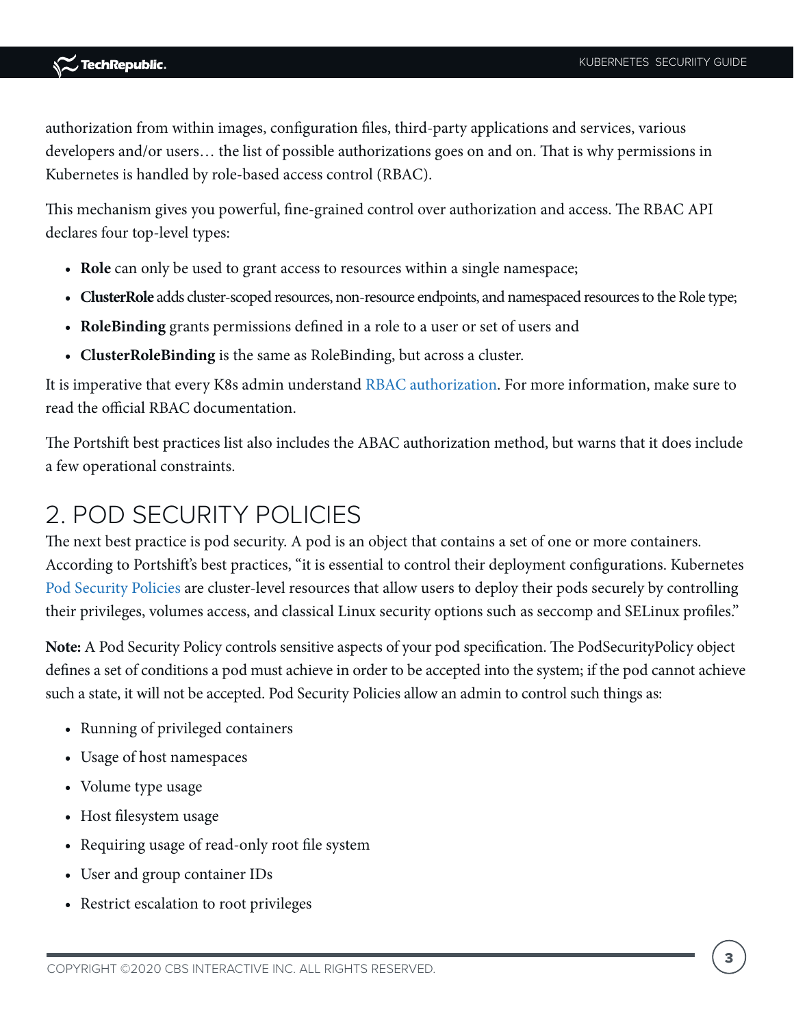authorization from within images, configuration files, third-party applications and services, various developers and/or users… the list of possible authorizations goes on and on. That is why permissions in Kubernetes is handled by role-based access control (RBAC).

This mechanism gives you powerful, fine-grained control over authorization and access. The RBAC API declares four top-level types:

- **Role** can only be used to grant access to resources within a single namespace;
- **ClusterRole** adds cluster-scoped resources, non-resource endpoints, and namespaced resources to the Role type;
- **RoleBinding** grants permissions defined in a role to a user or set of users and
- **ClusterRoleBinding** is the same as RoleBinding, but across a cluster.

It is imperative that every K8s admin understand RBAC authorization. For more information, make sure to read the official RBAC documentation.

The Portshift best practices list also includes the ABAC authorization method, but warns that it does include a few operational constraints.

## 2. POD SECURITY POLICIES

The next best practice is pod security. A pod is an object that contains a set of one or more containers. According to Portshift's best practices, "it is essential to control their deployment configurations. Kubernetes Pod Security Policies are cluster-level resources that allow users to deploy their pods securely by controlling their privileges, volumes access, and classical Linux security options such as seccomp and SELinux profiles."

**Note:** A Pod Security Policy controls sensitive aspects of your pod specification. The PodSecurityPolicy object defines a set of conditions a pod must achieve in order to be accepted into the system; if the pod cannot achieve such a state, it will not be accepted. Pod Security Policies allow an admin to control such things as:

- Running of privileged containers
- Usage of host namespaces
- Volume type usage
- Host filesystem usage
- Requiring usage of read-only root file system
- User and group container IDs
- Restrict escalation to root privileges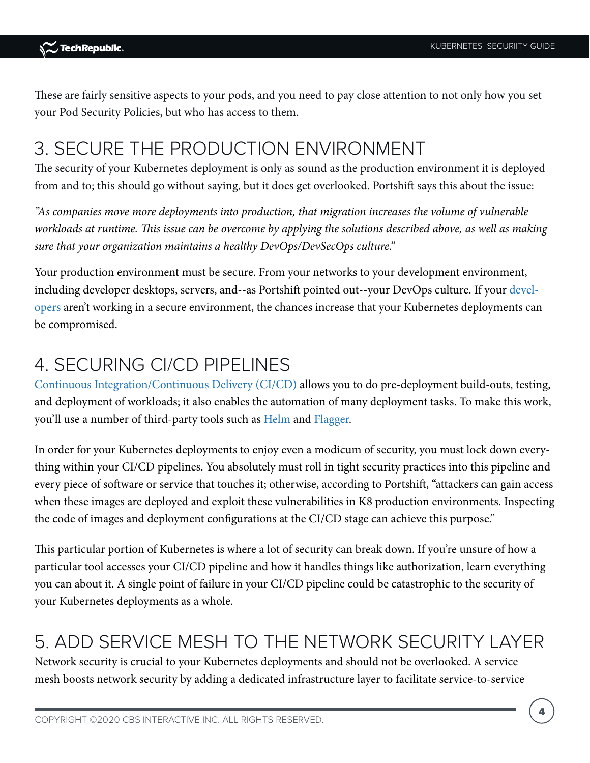These are fairly sensitive aspects to your pods, and you need to pay close attention to not only how you set your Pod Security Policies, but who has access to them.

## 3. SECURE THE PRODUCTION ENVIRONMENT

The security of your Kubernetes deployment is only as sound as the production environment it is deployed from and to; this should go without saying, but it does get overlooked. Portshift says this about the issue:

*"As companies move more deployments into production, that migration increases the volume of vulnerable workloads at runtime. This issue can be overcome by applying the solutions described above, as well as making sure that your organization maintains a healthy DevOps/DevSecOps culture."*

Your production environment must be secure. From your networks to your development environment, including developer desktops, servers, and--as Portshift pointed out--your DevOps culture. If your developers aren't working in a secure environment, the chances increase that your Kubernetes deployments can be compromised.

## 4. SECURING CI/CD PIPELINES

Continuous Integration/Continuous Delivery (CI/CD) allows you to do pre-deployment build-outs, testing, and deployment of workloads; it also enables the automation of many deployment tasks. To make this work, you'll use a number of third-party tools such as Helm and Flagger.

In order for your Kubernetes deployments to enjoy even a modicum of security, you must lock down everything within your CI/CD pipelines. You absolutely must roll in tight security practices into this pipeline and every piece of software or service that touches it; otherwise, according to Portshift, "attackers can gain access when these images are deployed and exploit these vulnerabilities in K8 production environments. Inspecting the code of images and deployment configurations at the CI/CD stage can achieve this purpose."

This particular portion of Kubernetes is where a lot of security can break down. If you're unsure of how a particular tool accesses your CI/CD pipeline and how it handles things like authorization, learn everything you can about it. A single point of failure in your CI/CD pipeline could be catastrophic to the security of your Kubernetes deployments as a whole.

## 5. ADD SERVICE MESH TO THE NETWORK SECURITY LAYER

Network security is crucial to your Kubernetes deployments and should not be overlooked. A service mesh boosts network security by adding a dedicated infrastructure layer to facilitate service-to-service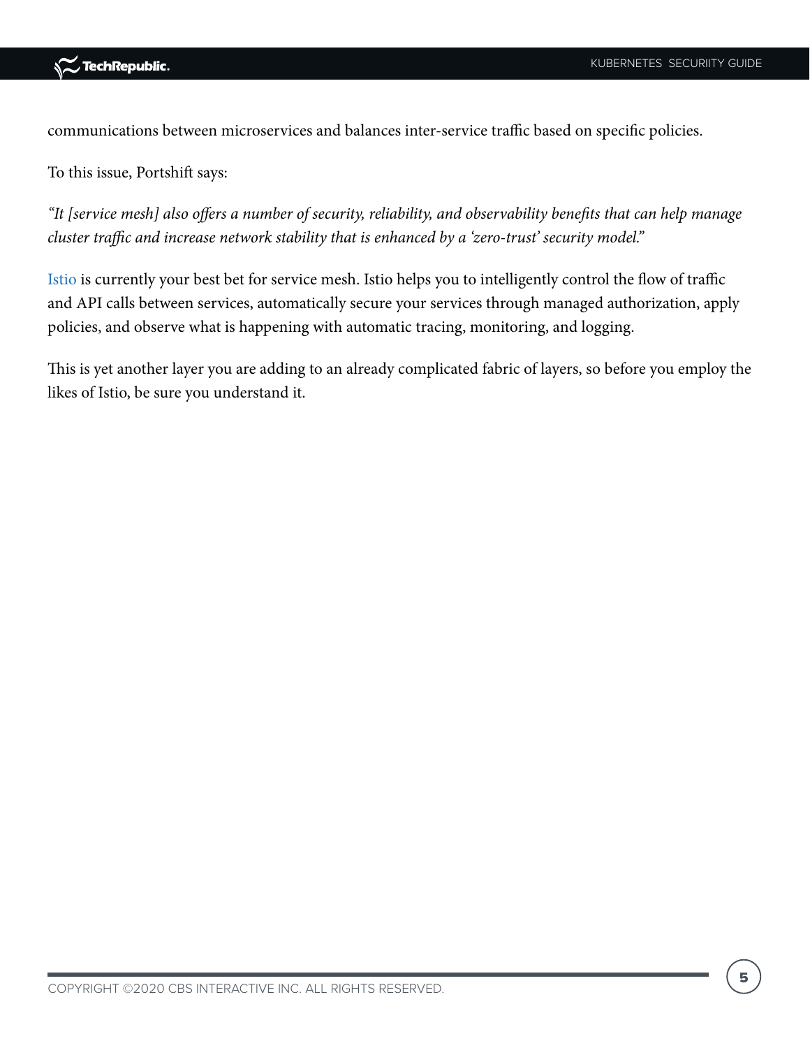communications between microservices and balances inter-service traffic based on specific policies.

To this issue, Portshift says:

*"It [service mesh] also offers a number of security, reliability, and observability benefits that can help manage cluster traffic and increase network stability that is enhanced by a 'zero-trust' security model."*

Istio is currently your best bet for service mesh. Istio helps you to intelligently control the flow of traffic and API calls between services, automatically secure your services through managed authorization, apply policies, and observe what is happening with automatic tracing, monitoring, and logging.

This is yet another layer you are adding to an already complicated fabric of layers, so before you employ the likes of Istio, be sure you understand it.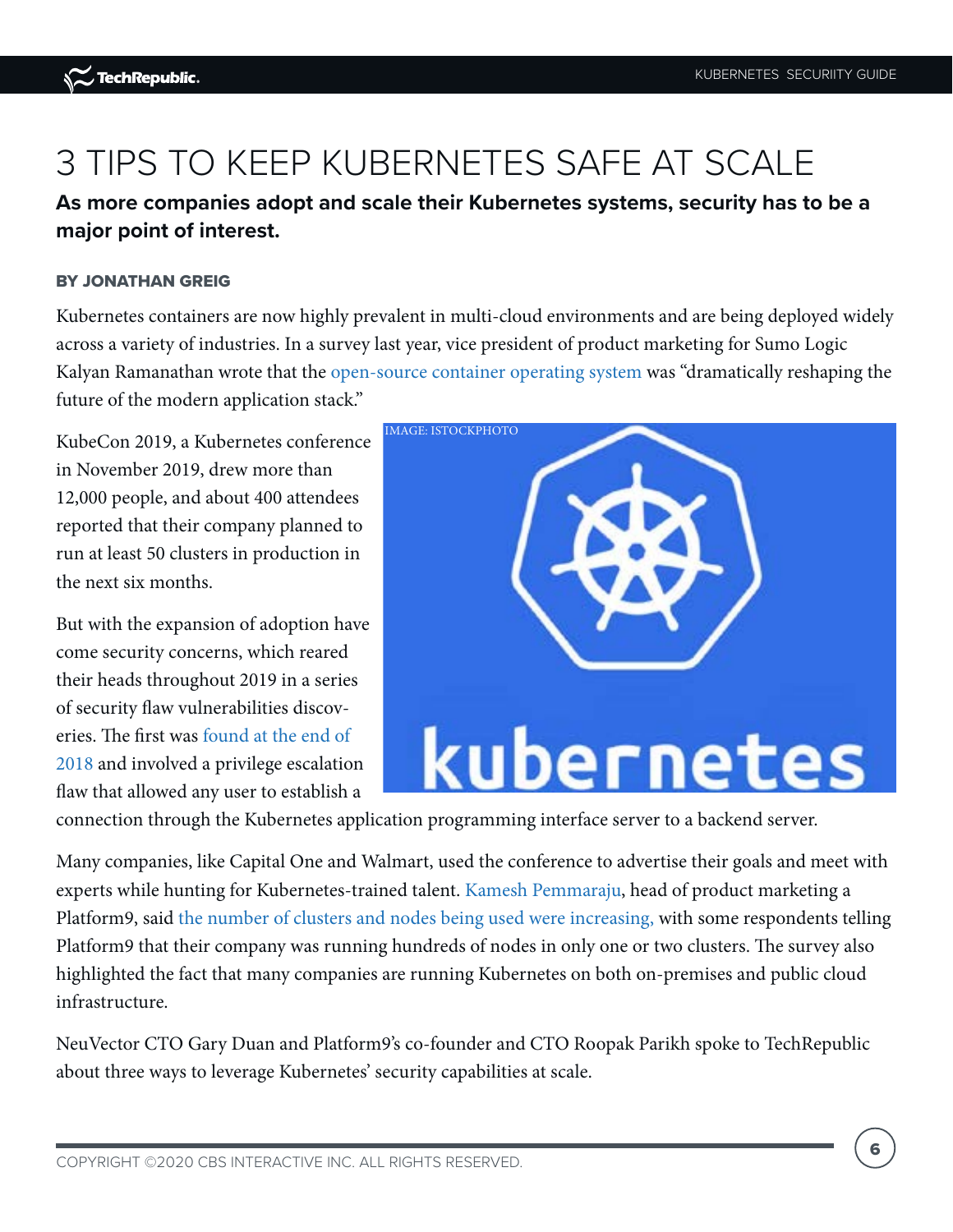# 3 TIPS TO KEEP KUBERNETES SAFE AT SCALE

**As more companies adopt and scale their Kubernetes systems, security has to be a major point of interest.**

**BY JONATHAN GREIG**

Kubernetes containers are now highly prevalent in multi-cloud environments and are being deployed widely across a variety of industries. In a survey last year, vice president of product marketing for Sumo Logic Kalyan Ramanathan wrote that the open-source container operating system was "dramatically reshaping the future of the modern application stack."

IMAGE: ISTOCKPHOTO

KubeCon 2019, a Kubernetes conference in November 2019, drew more than 12,000 people, and about 400 attendees reported that their company planned to run at least 50 clusters in production in the next six months.

But with the expansion of adoption have come security concerns, which reared their heads throughout 2019 in a series of security flaw vulnerabilities discoveries. The first was found at the end of 2018 and involved a privilege escalation flaw that allowed any user to establish a connection through the Kubernetes application programming interface server to a backend server.

Many companies, like Capital One and Walmart, used the conference to advertise their goals and meet with experts while hunting for Kubernetes-trained talent. Kamesh Pemmaraju, head of product marketing a Platform9, said the number of clusters and nodes being used were increasing, with some respondents telling Platform9 that their company was running hundreds of nodes in only one or two clusters. The survey also highlighted the fact that many companies are running Kubernetes on both on-premises and public cloud infrastructure.

NeuVector CTO Gary Duan and Platform9's co-founder and CTO Roopak Parikh spoke to TechRepublic about three ways to leverage Kubernetes' security capabilities at scale.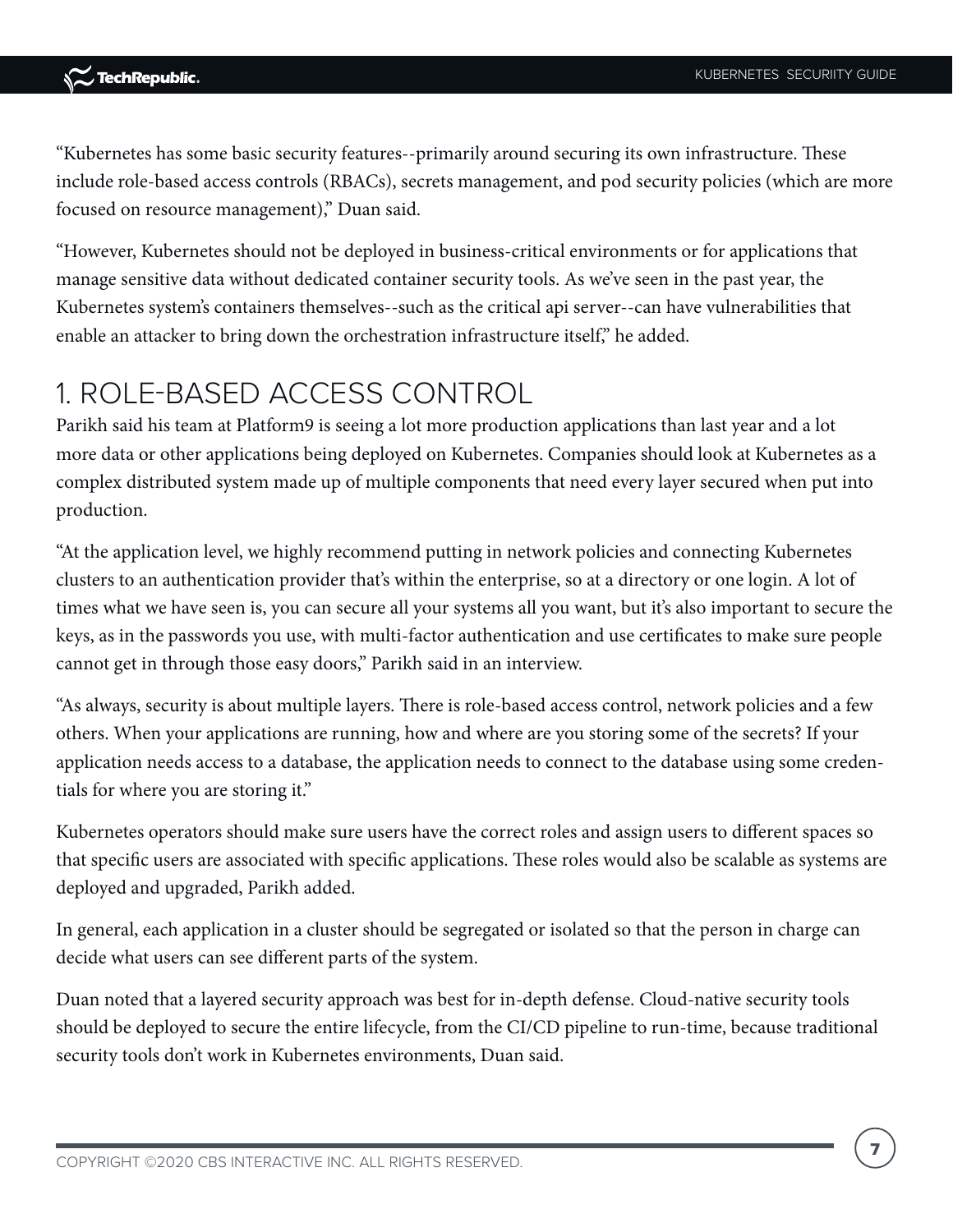"Kubernetes has some basic security features--primarily around securing its own infrastructure. These include role-based access controls (RBACs), secrets management, and pod security policies (which are more focused on resource management)," Duan said.

"However, Kubernetes should not be deployed in business-critical environments or for applications that manage sensitive data without dedicated container security tools. As we've seen in the past year, the Kubernetes system's containers themselves--such as the critical api server--can have vulnerabilities that enable an attacker to bring down the orchestration infrastructure itself," he added.

## 1. ROLE-BASED ACCESS CONTROL

Parikh said his team at Platform9 is seeing a lot more production applications than last year and a lot more data or other applications being deployed on Kubernetes. Companies should look at Kubernetes as a complex distributed system made up of multiple components that need every layer secured when put into production.

"At the application level, we highly recommend putting in network policies and connecting Kubernetes clusters to an authentication provider that's within the enterprise, so at a directory or one login. A lot of times what we have seen is, you can secure all your systems all you want, but it's also important to secure the keys, as in the passwords you use, with multi-factor authentication and use certificates to make sure people cannot get in through those easy doors," Parikh said in an interview.

"As always, security is about multiple layers. There is role-based access control, network policies and a few others. When your applications are running, how and where are you storing some of the secrets? If your application needs access to a database, the application needs to connect to the database using some credentials for where you are storing it."

Kubernetes operators should make sure users have the correct roles and assign users to different spaces so that specific users are associated with specific applications. These roles would also be scalable as systems are deployed and upgraded, Parikh added.

In general, each application in a cluster should be segregated or isolated so that the person in charge can decide what users can see different parts of the system.

Duan noted that a layered security approach was best for in-depth defense. Cloud-native security tools should be deployed to secure the entire lifecycle, from the CI/CD pipeline to run-time, because traditional security tools don't work in Kubernetes environments, Duan said.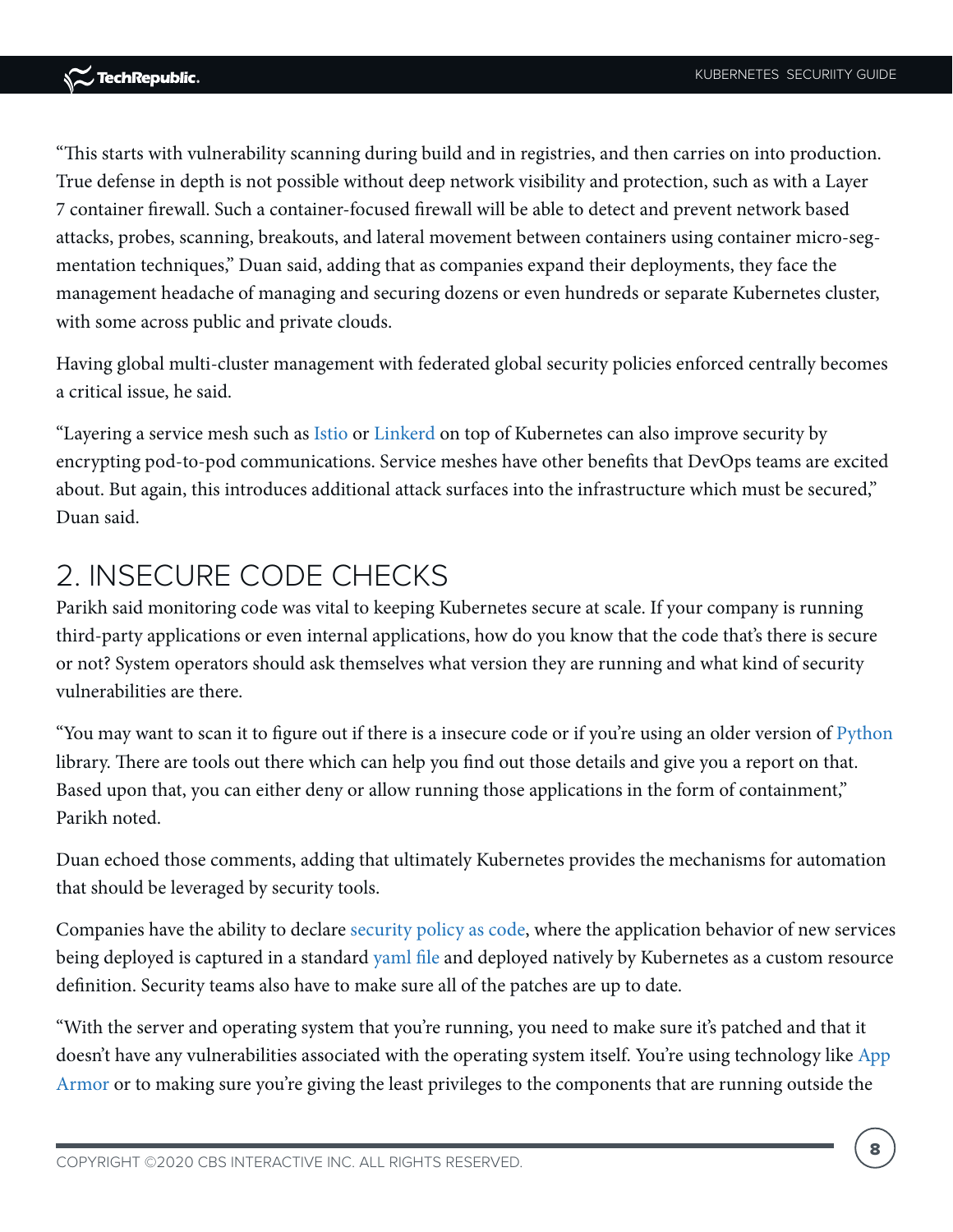"This starts with vulnerability scanning during build and in registries, and then carries on into production. True defense in depth is not possible without deep network visibility and protection, such as with a Layer 7 container firewall. Such a container-focused firewall will be able to detect and prevent network based attacks, probes, scanning, breakouts, and lateral movement between containers using container micro-segmentation techniques," Duan said, adding that as companies expand their deployments, they face the management headache of managing and securing dozens or even hundreds or separate Kubernetes cluster, with some across public and private clouds.

Having global multi-cluster management with federated global security policies enforced centrally becomes a critical issue, he said.

"Layering a service mesh such as Istio or Linkerd on top of Kubernetes can also improve security by encrypting pod-to-pod communications. Service meshes have other benefits that DevOps teams are excited about. But again, this introduces additional attack surfaces into the infrastructure which must be secured," Duan said.

## 2. INSECURE CODE CHECKS

Parikh said monitoring code was vital to keeping Kubernetes secure at scale. If your company is running third-party applications or even internal applications, how do you know that the code that's there is secure or not? System operators should ask themselves what version they are running and what kind of security vulnerabilities are there.

"You may want to scan it to figure out if there is a insecure code or if you're using an older version of Python library. There are tools out there which can help you find out those details and give you a report on that. Based upon that, you can either deny or allow running those applications in the form of containment," Parikh noted.

Duan echoed those comments, adding that ultimately Kubernetes provides the mechanisms for automation that should be leveraged by security tools.

Companies have the ability to declare security policy as code, where the application behavior of new services being deployed is captured in a standard yaml file and deployed natively by Kubernetes as a custom resource definition. Security teams also have to make sure all of the patches are up to date.

"With the server and operating system that you're running, you need to make sure it's patched and that it doesn't have any vulnerabilities associated with the operating system itself. You're using technology like App Armor or to making sure you're giving the least privileges to the components that are running outside the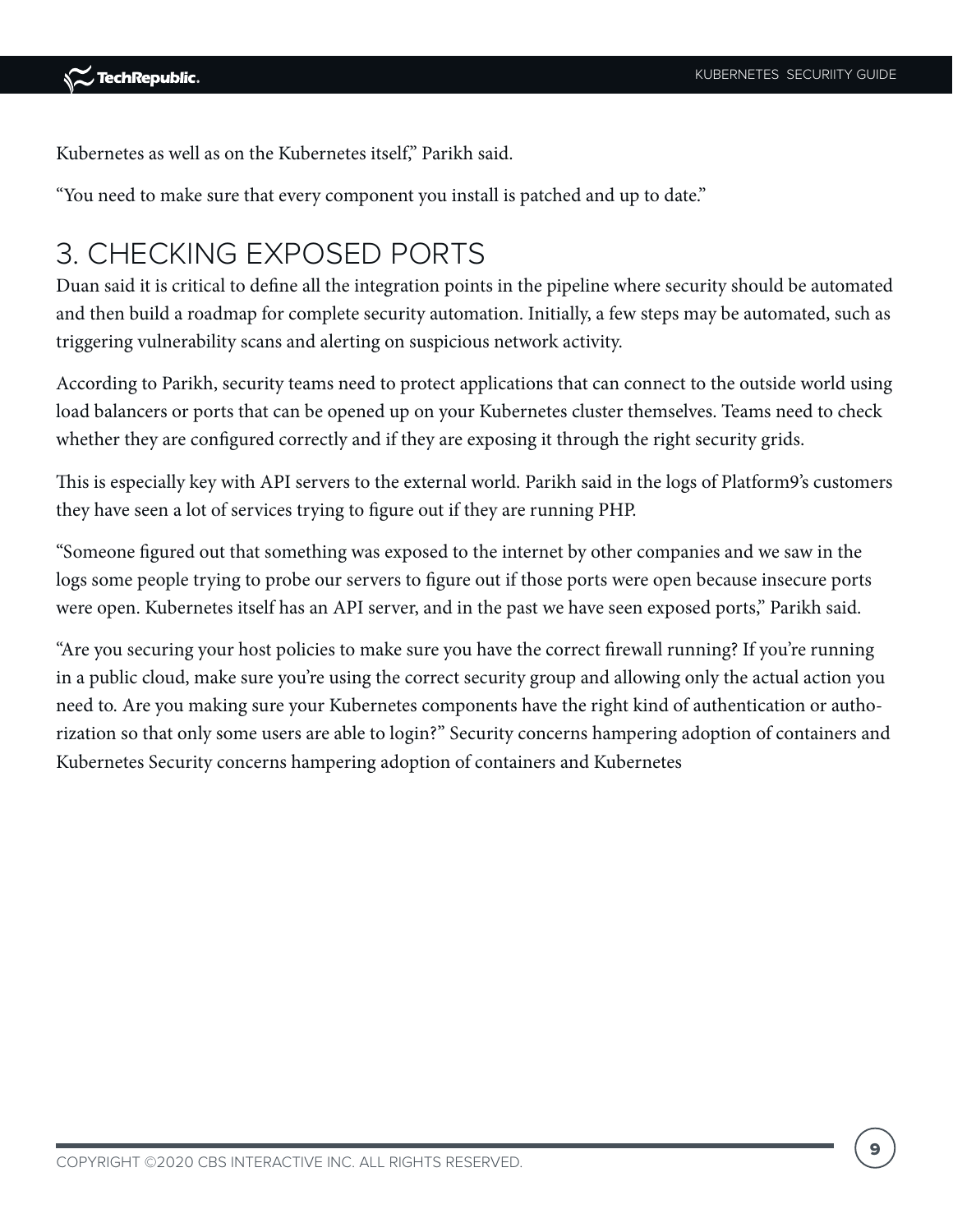Kubernetes as well as on the Kubernetes itself," Parikh said.

"You need to make sure that every component you install is patched and up to date."

## 3. CHECKING EXPOSED PORTS

Duan said it is critical to define all the integration points in the pipeline where security should be automated and then build a roadmap for complete security automation. Initially, a few steps may be automated, such as triggering vulnerability scans and alerting on suspicious network activity.

According to Parikh, security teams need to protect applications that can connect to the outside world using load balancers or ports that can be opened up on your Kubernetes cluster themselves. Teams need to check whether they are configured correctly and if they are exposing it through the right security grids.

This is especially key with API servers to the external world. Parikh said in the logs of Platform9's customers they have seen a lot of services trying to figure out if they are running PHP.

"Someone figured out that something was exposed to the internet by other companies and we saw in the logs some people trying to probe our servers to figure out if those ports were open because insecure ports were open. Kubernetes itself has an API server, and in the past we have seen exposed ports," Parikh said.

"Are you securing your host policies to make sure you have the correct firewall running? If you're running in a public cloud, make sure you're using the correct security group and allowing only the actual action you need to. Are you making sure your Kubernetes components have the right kind of authentication or authorization so that only some users are able to login?" Security concerns hampering adoption of containers and Kubernetes Security concerns hampering adoption of containers and Kubernetes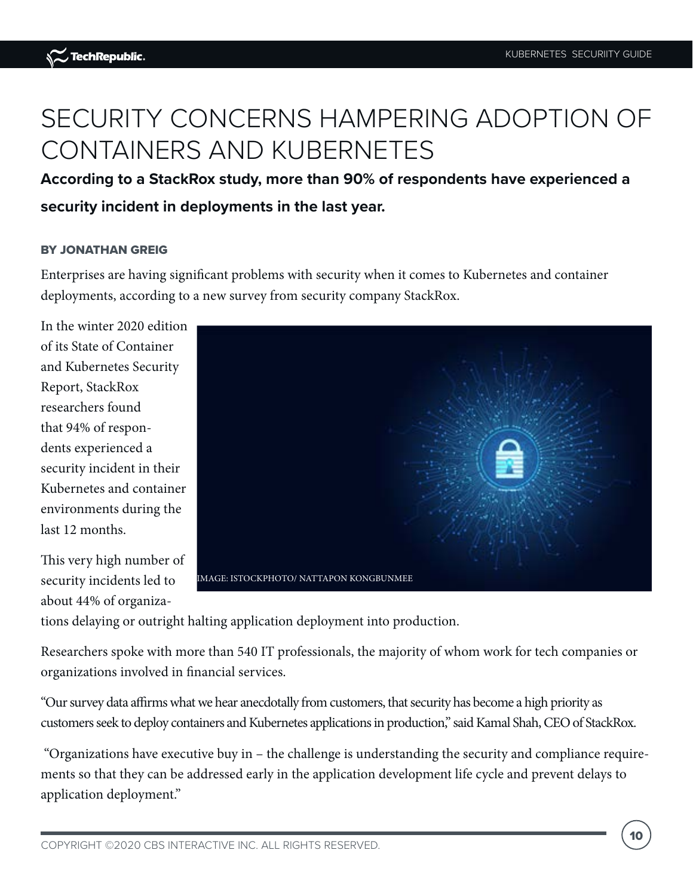# SECURITY CONCERNS HAMPERING ADOPTION OF CONTAINERS AND KUBERNETES

**According to a StackRox study, more than 90% of respondents have experienced a security incident in deployments in the last year.**

**BY JONATHAN GREIG**

Enterprises are having significant problems with security when it comes to Kubernetes and container deployments, according to a new survey from security company StackRox.

In the winter 2020 edition of its State of Container and Kubernetes Security Report, StackRox researchers found that 94% of respondents experienced a security incident in their Kubernetes and container environments during the last 12 months.

IMAGE: ISTOCKPHOTO/ NATTAPON KONGBUNMEE

This very high number of security incidents led to about 44% of organizations delaying or outright halting application deployment into production.

Researchers spoke with more than 540 IT professionals, the majority of whom work for tech companies or organizations involved in financial services.

"Our survey data affirms what we hear anecdotally from customers, that security has become a high priority as customers seek to deploy containers and Kubernetes applications in production," said Kamal Shah, CEO of StackRox.

"Organizations have executive buy in – the challenge is understanding the security and compliance requirements so that they can be addressed early in the application development life cycle and prevent delays to application deployment."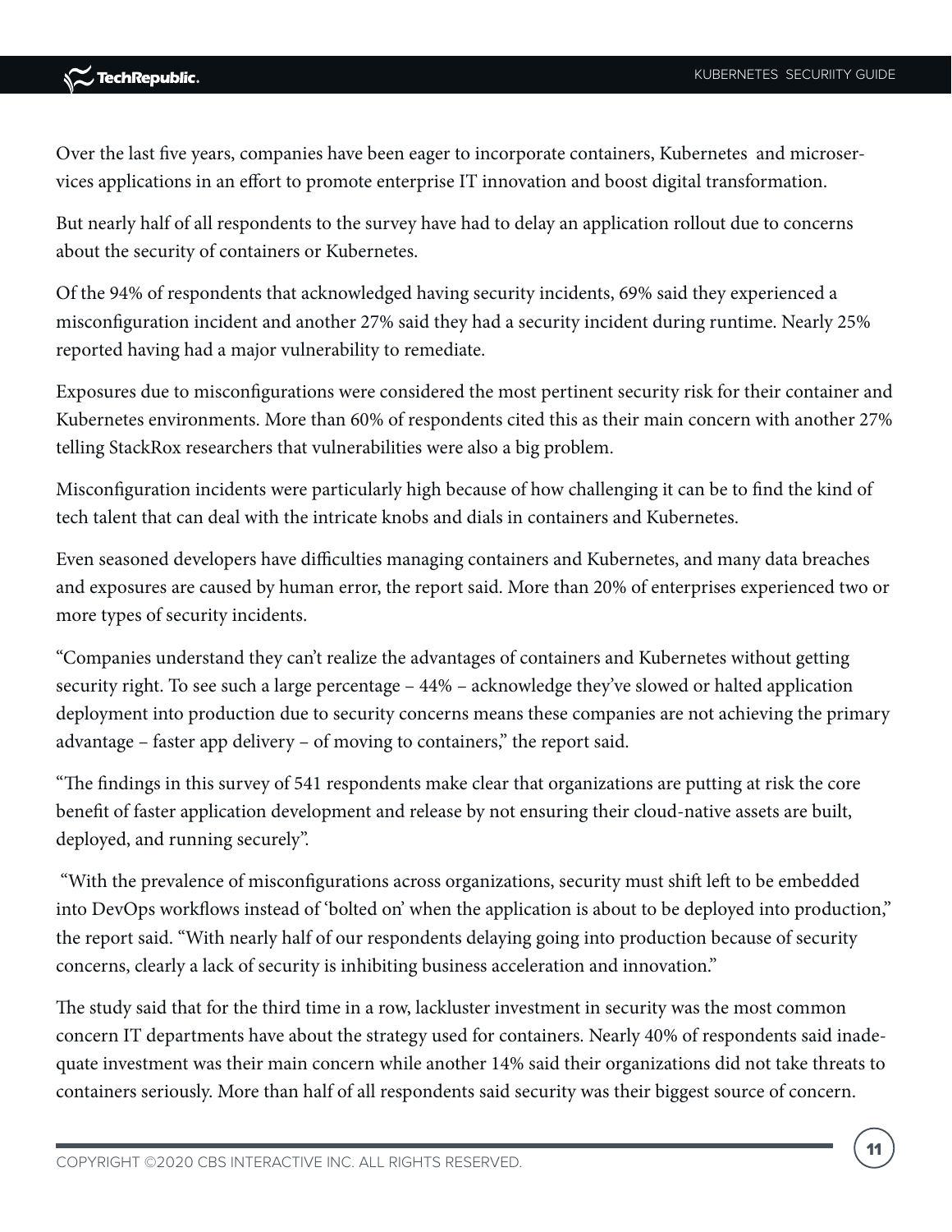Over the last five years, companies have been eager to incorporate containers, Kubernetes and microservices applications in an effort to promote enterprise IT innovation and boost digital transformation.

But nearly half of all respondents to the survey have had to delay an application rollout due to concerns about the security of containers or Kubernetes.

Of the 94% of respondents that acknowledged having security incidents, 69% said they experienced a misconfiguration incident and another 27% said they had a security incident during runtime. Nearly 25% reported having had a major vulnerability to remediate.

Exposures due to misconfigurations were considered the most pertinent security risk for their container and Kubernetes environments. More than 60% of respondents cited this as their main concern with another 27% telling StackRox researchers that vulnerabilities were also a big problem.

Misconfiguration incidents were particularly high because of how challenging it can be to find the kind of tech talent that can deal with the intricate knobs and dials in containers and Kubernetes.

Even seasoned developers have difficulties managing containers and Kubernetes, and many data breaches and exposures are caused by human error, the report said. More than 20% of enterprises experienced two or more types of security incidents.

"Companies understand they can't realize the advantages of containers and Kubernetes without getting security right. To see such a large percentage – 44% – acknowledge they've slowed or halted application deployment into production due to security concerns means these companies are not achieving the primary advantage – faster app delivery – of moving to containers," the report said.

"The findings in this survey of 541 respondents make clear that organizations are putting at risk the core benefit of faster application development and release by not ensuring their cloud-native assets are built, deployed, and running securely".

"With the prevalence of misconfigurations across organizations, security must shift left to be embedded into DevOps workflows instead of 'bolted on' when the application is about to be deployed into production," the report said. "With nearly half of our respondents delaying going into production because of security concerns, clearly a lack of security is inhibiting business acceleration and innovation."

The study said that for the third time in a row, lackluster investment in security was the most common concern IT departments have about the strategy used for containers. Nearly 40% of respondents said inadequate investment was their main concern while another 14% said their organizations did not take threats to containers seriously. More than half of all respondents said security was their biggest source of concern.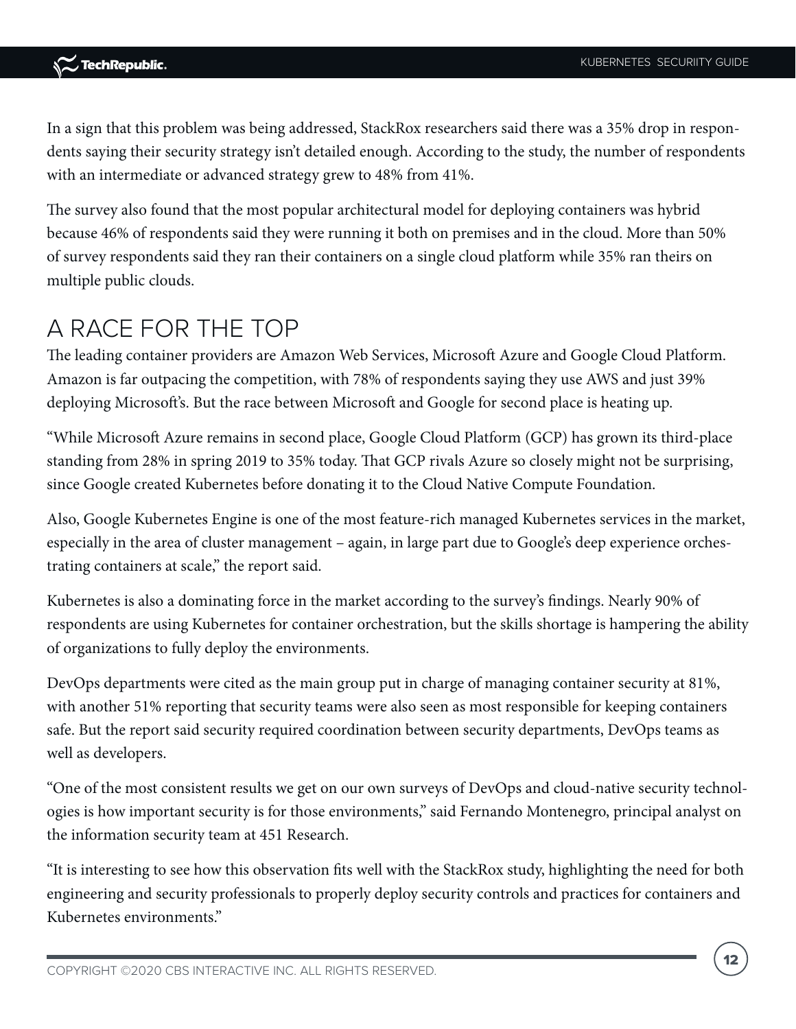In a sign that this problem was being addressed, StackRox researchers said there was a 35% drop in respondents saying their security strategy isn't detailed enough. According to the study, the number of respondents with an intermediate or advanced strategy grew to 48% from 41%.

The survey also found that the most popular architectural model for deploying containers was hybrid because 46% of respondents said they were running it both on premises and in the cloud. More than 50% of survey respondents said they ran their containers on a single cloud platform while 35% ran theirs on multiple public clouds.

## A RACE FOR THE TOP

The leading container providers are Amazon Web Services, Microsoft Azure and Google Cloud Platform. Amazon is far outpacing the competition, with 78% of respondents saying they use AWS and just 39% deploying Microsoft's. But the race between Microsoft and Google for second place is heating up.

"While Microsoft Azure remains in second place, Google Cloud Platform (GCP) has grown its third-place standing from 28% in spring 2019 to 35% today. That GCP rivals Azure so closely might not be surprising, since Google created Kubernetes before donating it to the Cloud Native Compute Foundation.

Also, Google Kubernetes Engine is one of the most feature-rich managed Kubernetes services in the market, especially in the area of cluster management – again, in large part due to Google's deep experience orchestrating containers at scale," the report said.

Kubernetes is also a dominating force in the market according to the survey's findings. Nearly 90% of respondents are using Kubernetes for container orchestration, but the skills shortage is hampering the ability of organizations to fully deploy the environments.

DevOps departments were cited as the main group put in charge of managing container security at 81%, with another 51% reporting that security teams were also seen as most responsible for keeping containers safe. But the report said security required coordination between security departments, DevOps teams as well as developers.

"One of the most consistent results we get on our own surveys of DevOps and cloud-native security technologies is how important security is for those environments," said Fernando Montenegro, principal analyst on the information security team at 451 Research.

"It is interesting to see how this observation fits well with the StackRox study, highlighting the need for both engineering and security professionals to properly deploy security controls and practices for containers and Kubernetes environments."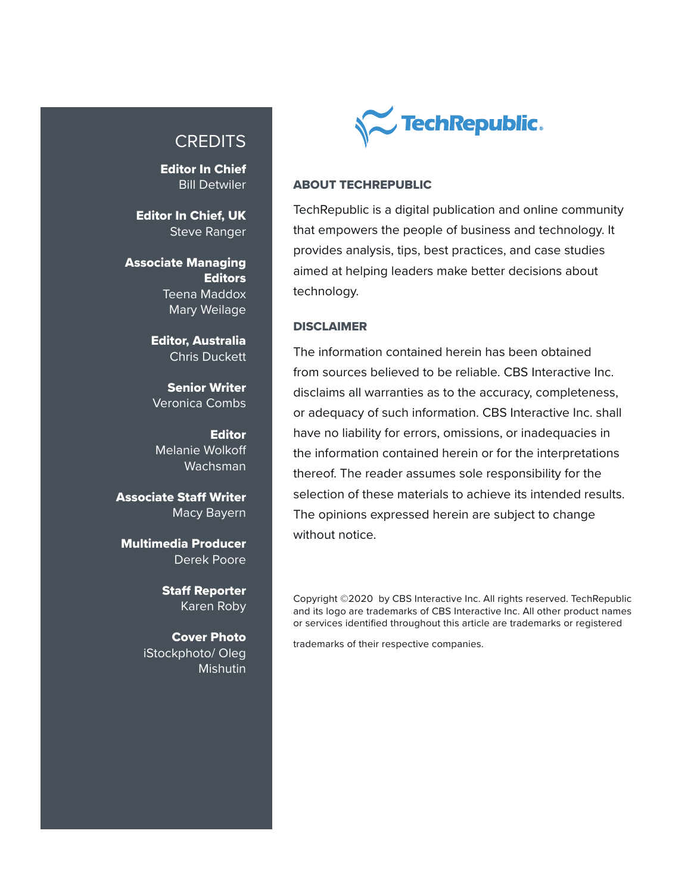## CREDITS

**Editor In Chief**
Bill Detwiler

**Editor In Chief, UK**
Steve Ranger

**Associate Managing Editors**
Teena Maddox
Mary Weilage

**Editor, Australia**
Chris Duckett

**Senior Writer**
Veronica Combs

**Editor**
Melanie Wolkoff Wachsman

**Associate Staff Writer**
Macy Bayern

**Multimedia Producer**
Derek Poore

**Staff Reporter**
Karen Roby

**Cover Photo**
iStockphoto/ Oleg Mishutin

TechRepublic

### ABOUT TECHREPUBLIC

TechRepublic is a digital publication and online community that empowers the people of business and technology. It provides analysis, tips, best practices, and case studies aimed at helping leaders make better decisions about technology.

### DISCLAIMER

The information contained herein has been obtained from sources believed to be reliable. CBS Interactive Inc. disclaims all warranties as to the accuracy, completeness, or adequacy of such information. CBS Interactive Inc. shall have no liability for errors, omissions, or inadequacies in the information contained herein or for the interpretations thereof. The reader assumes sole responsibility for the selection of these materials to achieve its intended results. The opinions expressed herein are subject to change without notice.

Copyright ©2020 by CBS Interactive Inc. All rights reserved. TechRepublic and its logo are trademarks of CBS Interactive Inc. All other product names or services identified throughout this article are trademarks or registered trademarks of their respective companies.